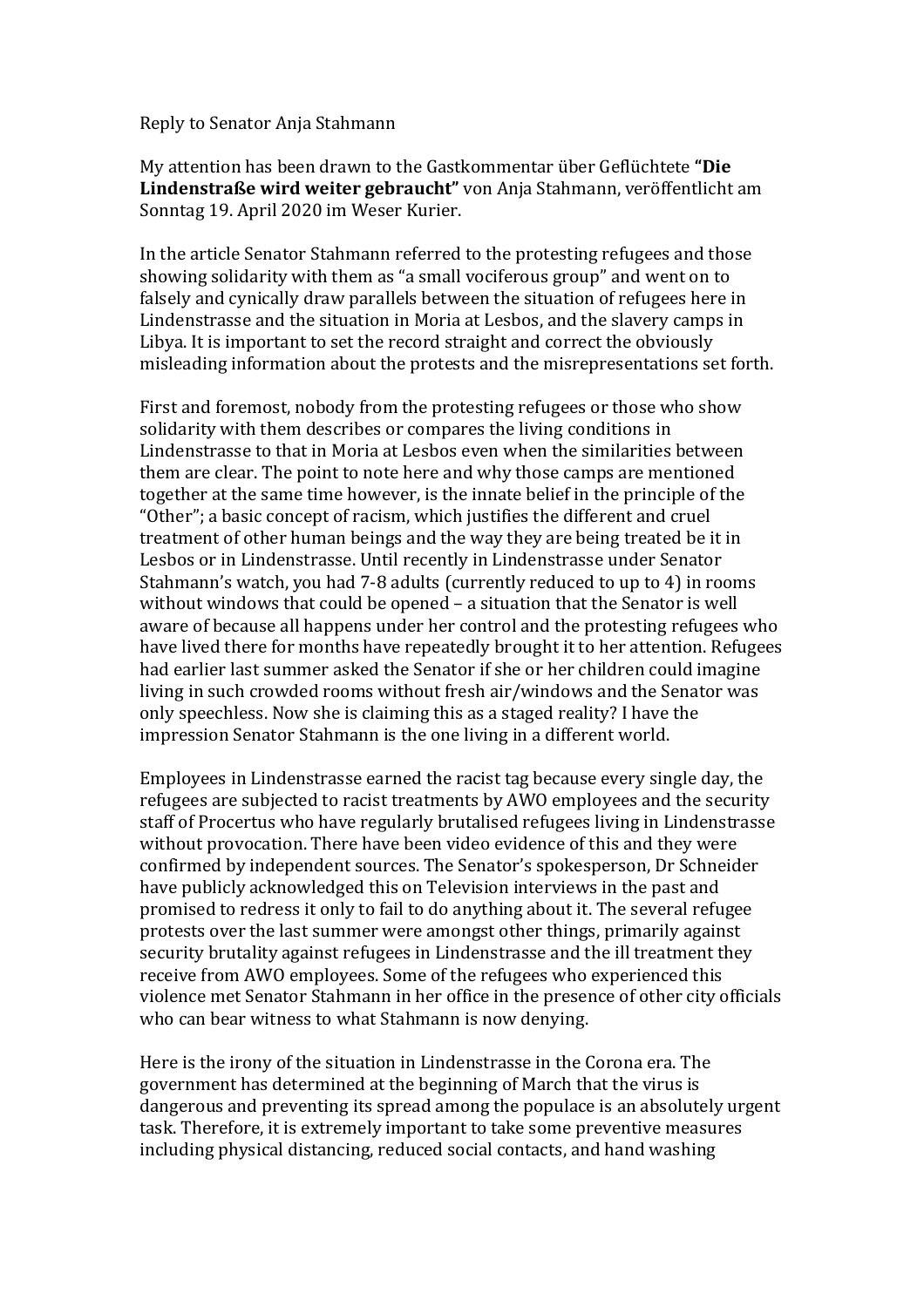Reply to Senator Anja Stahmann

My attention has been drawn to the Gastkommentar über Geflüchtete **"Die Lindenstraße wird weiter gebraucht"** von Anja Stahmann, veröffentlicht am Sonntag 19. April 2020 im Weser Kurier.

In the article Senator Stahmann referred to the protesting refugees and those showing solidarity with them as "a small vociferous group" and went on to falsely and cynically draw parallels between the situation of refugees here in Lindenstrasse and the situation in Moria at Lesbos, and the slavery camps in Libya. It is important to set the record straight and correct the obviously misleading information about the protests and the misrepresentations set forth.

First and foremost, nobody from the protesting refugees or those who show solidarity with them describes or compares the living conditions in Lindenstrasse to that in Moria at Lesbos even when the similarities between them are clear. The point to note here and why those camps are mentioned together at the same time however, is the innate belief in the principle of the "Other"; a basic concept of racism, which justifies the different and cruel treatment of other human beings and the way they are being treated be it in Lesbos or in Lindenstrasse. Until recently in Lindenstrasse under Senator Stahmann's watch, you had 7-8 adults (currently reduced to up to 4) in rooms without windows that could be opened – a situation that the Senator is well aware of because all happens under her control and the protesting refugees who have lived there for months have repeatedly brought it to her attention. Refugees had earlier last summer asked the Senator if she or her children could imagine living in such crowded rooms without fresh air/windows and the Senator was only speechless. Now she is claiming this as a staged reality? I have the impression Senator Stahmann is the one living in a different world.

Employees in Lindenstrasse earned the racist tag because every single day, the refugees are subjected to racist treatments by AWO employees and the security staff of Procertus who have regularly brutalised refugees living in Lindenstrasse without provocation. There have been video evidence of this and they were confirmed by independent sources. The Senator's spokesperson, Dr Schneider have publicly acknowledged this on Television interviews in the past and promised to redress it only to fail to do anything about it. The several refugee protests over the last summer were amongst other things, primarily against security brutality against refugees in Lindenstrasse and the ill treatment they receive from AWO employees. Some of the refugees who experienced this violence met Senator Stahmann in her office in the presence of other city officials who can bear witness to what Stahmann is now denying.

Here is the irony of the situation in Lindenstrasse in the Corona era. The government has determined at the beginning of March that the virus is dangerous and preventing its spread among the populace is an absolutely urgent task. Therefore, it is extremely important to take some preventive measures including physical distancing, reduced social contacts, and hand washing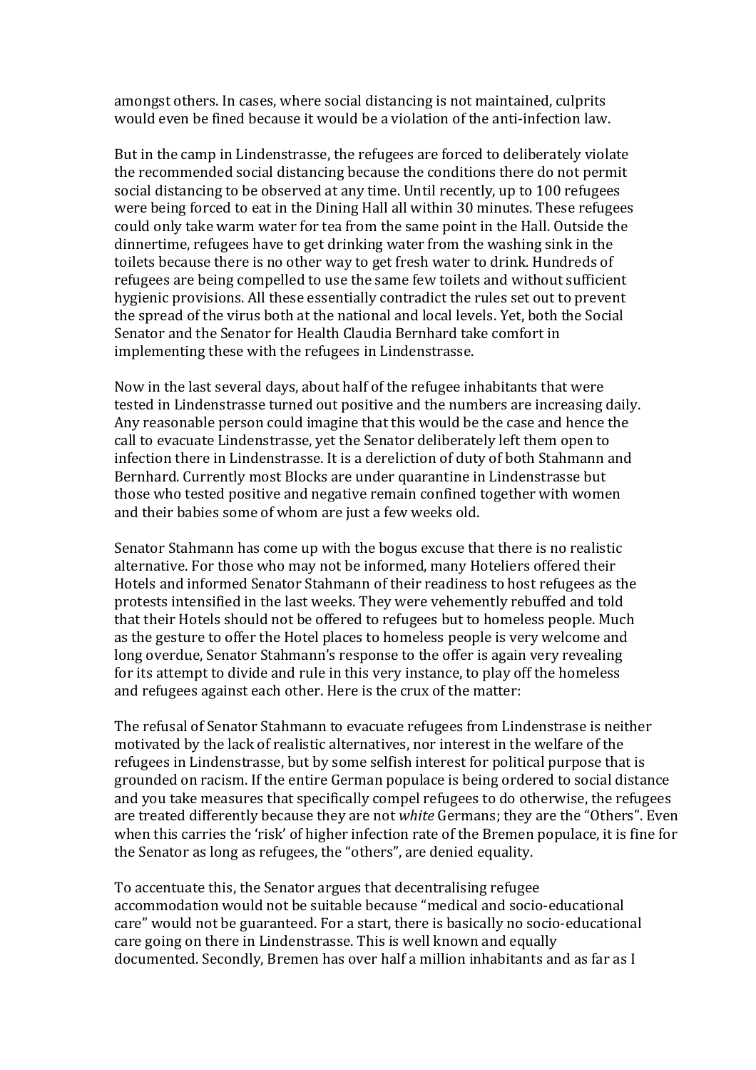amongst others. In cases, where social distancing is not maintained, culprits would even be fined because it would be a violation of the anti-infection law.

But in the camp in Lindenstrasse, the refugees are forced to deliberately violate the recommended social distancing because the conditions there do not permit social distancing to be observed at any time. Until recently, up to 100 refugees were being forced to eat in the Dining Hall all within 30 minutes. These refugees could only take warm water for tea from the same point in the Hall. Outside the dinnertime, refugees have to get drinking water from the washing sink in the toilets because there is no other way to get fresh water to drink. Hundreds of refugees are being compelled to use the same few toilets and without sufficient hygienic provisions. All these essentially contradict the rules set out to prevent the spread of the virus both at the national and local levels. Yet, both the Social Senator and the Senator for Health Claudia Bernhard take comfort in implementing these with the refugees in Lindenstrasse.

Now in the last several days, about half of the refugee inhabitants that were tested in Lindenstrasse turned out positive and the numbers are increasing daily. Any reasonable person could imagine that this would be the case and hence the call to evacuate Lindenstrasse, yet the Senator deliberately left them open to infection there in Lindenstrasse. It is a dereliction of duty of both Stahmann and Bernhard. Currently most Blocks are under quarantine in Lindenstrasse but those who tested positive and negative remain confined together with women and their babies some of whom are just a few weeks old.

Senator Stahmann has come up with the bogus excuse that there is no realistic alternative. For those who may not be informed, many Hoteliers offered their Hotels and informed Senator Stahmann of their readiness to host refugees as the protests intensified in the last weeks. They were vehemently rebuffed and told that their Hotels should not be offered to refugees but to homeless people. Much as the gesture to offer the Hotel places to homeless people is very welcome and long overdue, Senator Stahmann's response to the offer is again very revealing for its attempt to divide and rule in this very instance, to play off the homeless and refugees against each other. Here is the crux of the matter:

The refusal of Senator Stahmann to evacuate refugees from Lindenstrase is neither motivated by the lack of realistic alternatives, nor interest in the welfare of the refugees in Lindenstrasse, but by some selfish interest for political purpose that is grounded on racism. If the entire German populace is being ordered to social distance and you take measures that specifically compel refugees to do otherwise, the refugees are treated differently because they are not *white* Germans; they are the "Others". Even when this carries the 'risk' of higher infection rate of the Bremen populace, it is fine for the Senator as long as refugees, the "others", are denied equality.

To accentuate this, the Senator argues that decentralising refugee accommodation would not be suitable because "medical and socio-educational care" would not be guaranteed. For a start, there is basically no socio-educational care going on there in Lindenstrasse. This is well known and equally documented. Secondly, Bremen has over half a million inhabitants and as far as I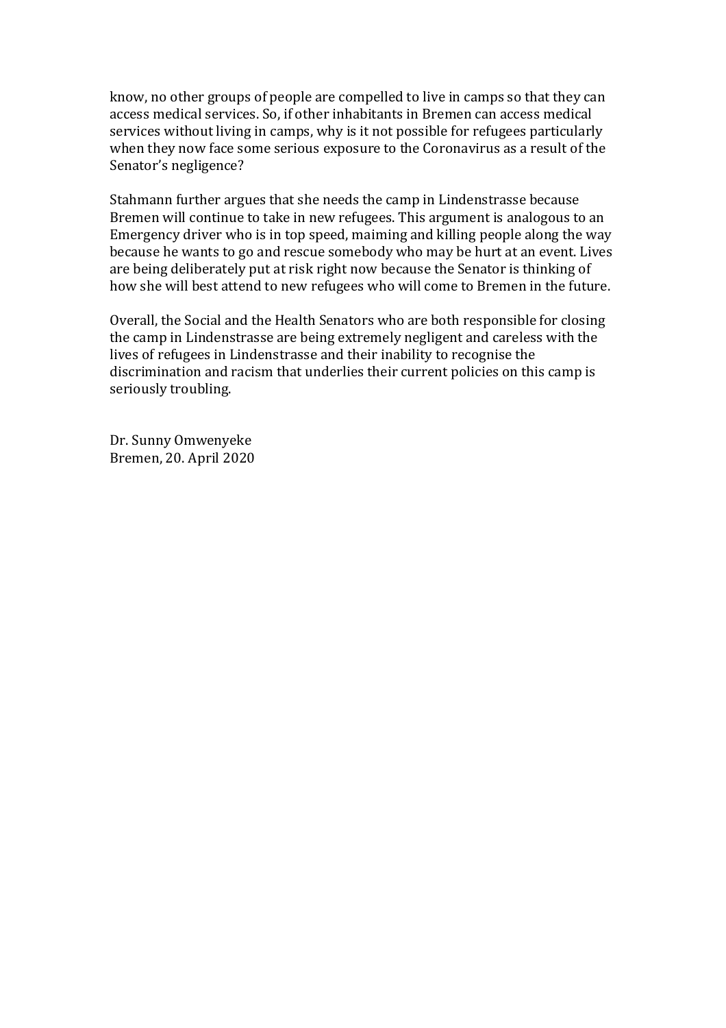know, no other groups of people are compelled to live in camps so that they can access medical services. So, if other inhabitants in Bremen can access medical services without living in camps, why is it not possible for refugees particularly when they now face some serious exposure to the Coronavirus as a result of the Senator's negligence?

Stahmann further argues that she needs the camp in Lindenstrasse because Bremen will continue to take in new refugees. This argument is analogous to an Emergency driver who is in top speed, maiming and killing people along the way because he wants to go and rescue somebody who may be hurt at an event. Lives are being deliberately put at risk right now because the Senator is thinking of how she will best attend to new refugees who will come to Bremen in the future.

Overall, the Social and the Health Senators who are both responsible for closing the camp in Lindenstrasse are being extremely negligent and careless with the lives of refugees in Lindenstrasse and their inability to recognise the discrimination and racism that underlies their current policies on this camp is seriously troubling.

Dr. Sunny Omwenyeke  
Bremen, 20. April 2020